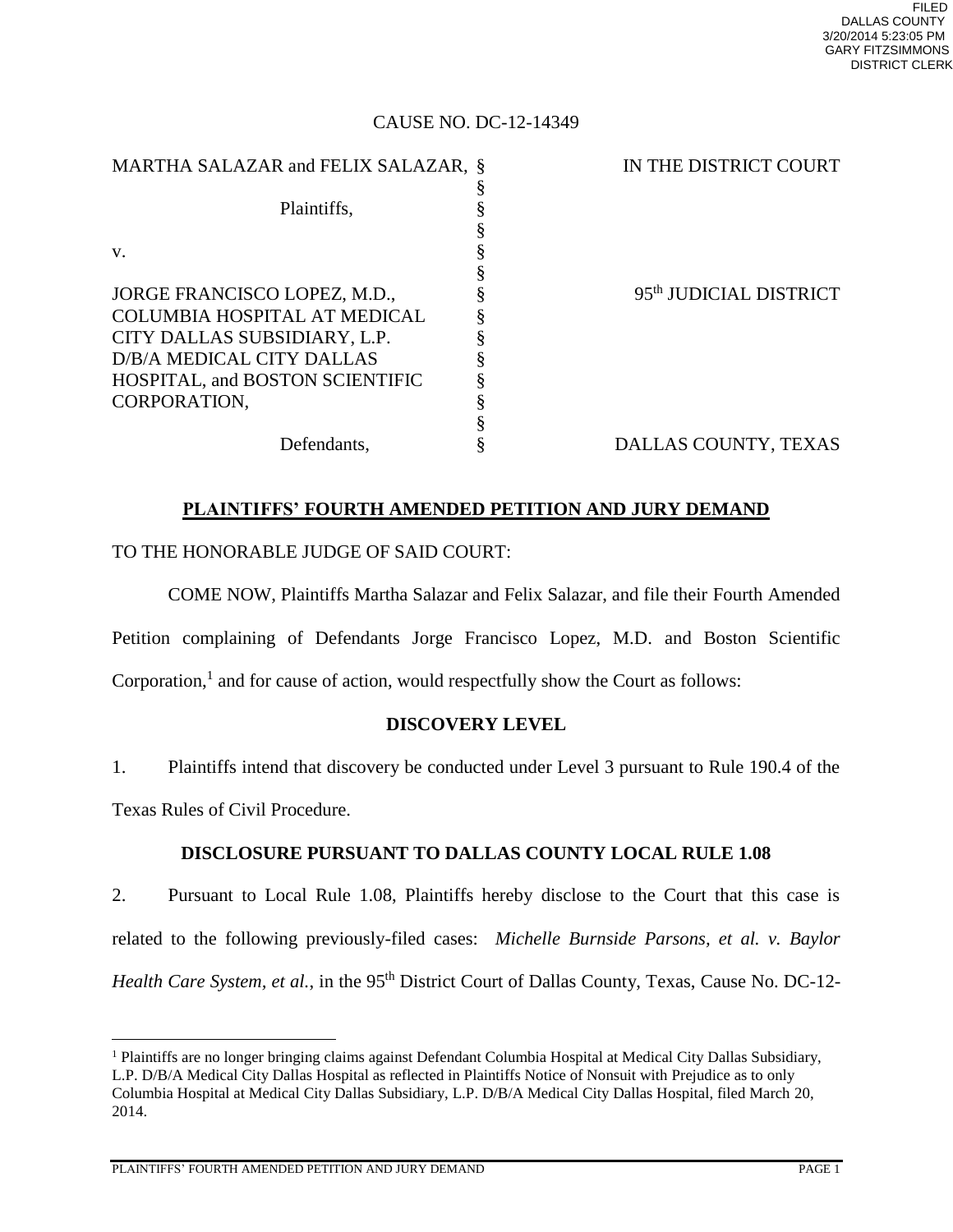FILED
DALLAS COUNTY
3/20/2014 5:23:05 PM
GARY FITZSIMMONS
DISTRICT CLERK

CAUSE NO. DC-12-14349

| | | |
|---|---|---|
| MARTHA SALAZAR and FELIX SALAZAR, | § | IN THE DISTRICT COURT |
| | § | |
| Plaintiffs, | § | |
| | § | |
| v. | § | |
| | § | |
| JORGE FRANCISCO LOPEZ, M.D., | § | 95th JUDICIAL DISTRICT |
| COLUMBIA HOSPITAL AT MEDICAL | § | |
| CITY DALLAS SUBSIDIARY, L.P. | § | |
| D/B/A MEDICAL CITY DALLAS | § | |
| HOSPITAL, and BOSTON SCIENTIFIC | § | |
| CORPORATION, | § | |
| | § | |
| Defendants, | § | DALLAS COUNTY, TEXAS |

## PLAINTIFFS' FOURTH AMENDED PETITION AND JURY DEMAND

TO THE HONORABLE JUDGE OF SAID COURT:

COME NOW, Plaintiffs Martha Salazar and Felix Salazar, and file their Fourth Amended Petition complaining of Defendants Jorge Francisco Lopez, M.D. and Boston Scientific Corporation,[1] and for cause of action, would respectfully show the Court as follows:

### DISCOVERY LEVEL

1. Plaintiffs intend that discovery be conducted under Level 3 pursuant to Rule 190.4 of the Texas Rules of Civil Procedure.

### DISCLOSURE PURSUANT TO DALLAS COUNTY LOCAL RULE 1.08

2. Pursuant to Local Rule 1.08, Plaintiffs hereby disclose to the Court that this case is related to the following previously-filed cases: *Michelle Burnside Parsons, et al. v. Baylor Health Care System, et al.*, in the 95th District Court of Dallas County, Texas, Cause No. DC-12-

[1] Plaintiffs are no longer bringing claims against Defendant Columbia Hospital at Medical City Dallas Subsidiary, L.P. D/B/A Medical City Dallas Hospital as reflected in Plaintiffs Notice of Nonsuit with Prejudice as to only Columbia Hospital at Medical City Dallas Subsidiary, L.P. D/B/A Medical City Dallas Hospital, filed March 20, 2014.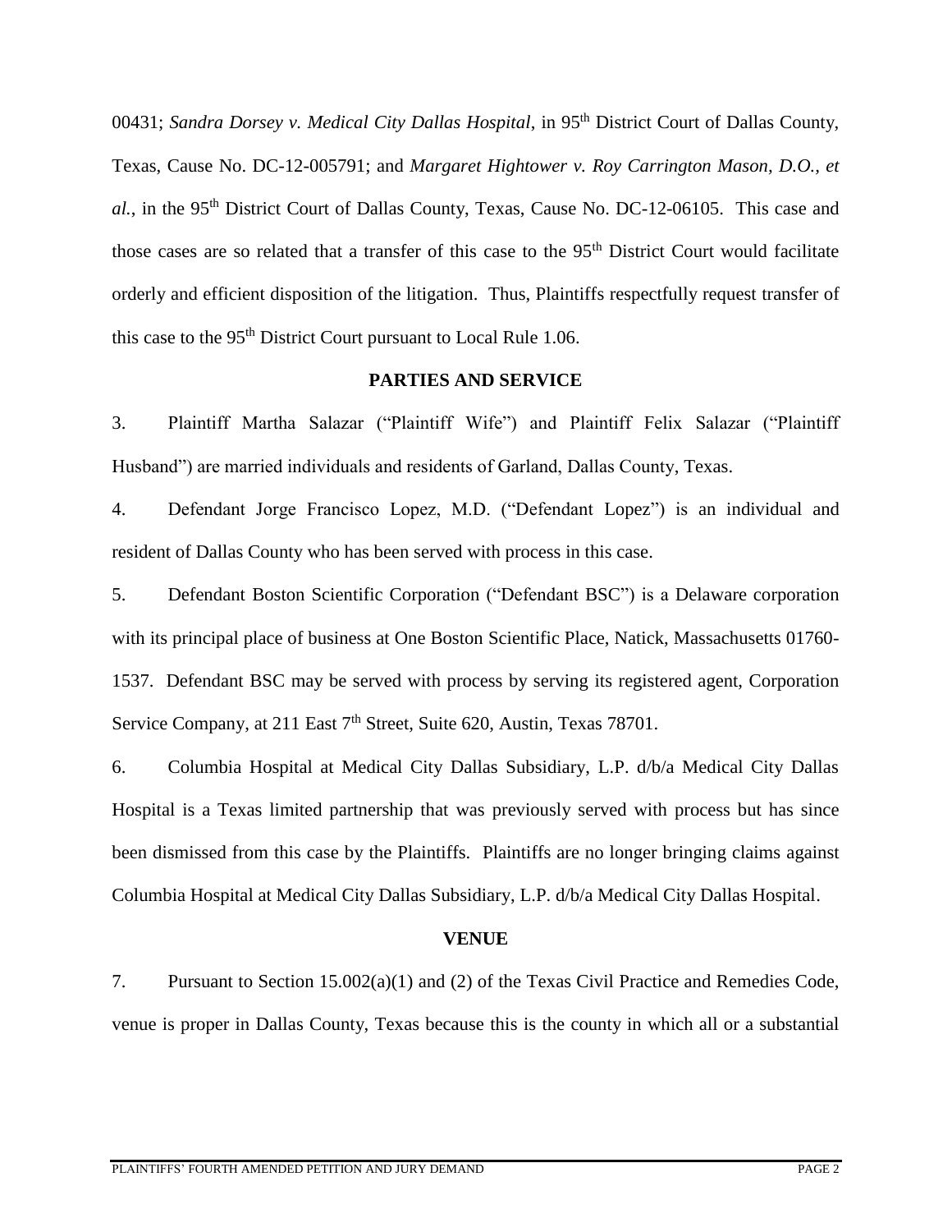00431; *Sandra Dorsey v. Medical City Dallas Hospital*, in 95th District Court of Dallas County, Texas, Cause No. DC-12-005791; and *Margaret Hightower v. Roy Carrington Mason, D.O., et al.*, in the 95th District Court of Dallas County, Texas, Cause No. DC-12-06105. This case and those cases are so related that a transfer of this case to the 95th District Court would facilitate orderly and efficient disposition of the litigation. Thus, Plaintiffs respectfully request transfer of this case to the 95th District Court pursuant to Local Rule 1.06.

## PARTIES AND SERVICE

3. Plaintiff Martha Salazar ("Plaintiff Wife") and Plaintiff Felix Salazar ("Plaintiff Husband") are married individuals and residents of Garland, Dallas County, Texas.

4. Defendant Jorge Francisco Lopez, M.D. ("Defendant Lopez") is an individual and resident of Dallas County who has been served with process in this case.

5. Defendant Boston Scientific Corporation ("Defendant BSC") is a Delaware corporation with its principal place of business at One Boston Scientific Place, Natick, Massachusetts 01760-1537. Defendant BSC may be served with process by serving its registered agent, Corporation Service Company, at 211 East 7th Street, Suite 620, Austin, Texas 78701.

6. Columbia Hospital at Medical City Dallas Subsidiary, L.P. d/b/a Medical City Dallas Hospital is a Texas limited partnership that was previously served with process but has since been dismissed from this case by the Plaintiffs. Plaintiffs are no longer bringing claims against Columbia Hospital at Medical City Dallas Subsidiary, L.P. d/b/a Medical City Dallas Hospital.

## VENUE

7. Pursuant to Section 15.002(a)(1) and (2) of the Texas Civil Practice and Remedies Code, venue is proper in Dallas County, Texas because this is the county in which all or a substantial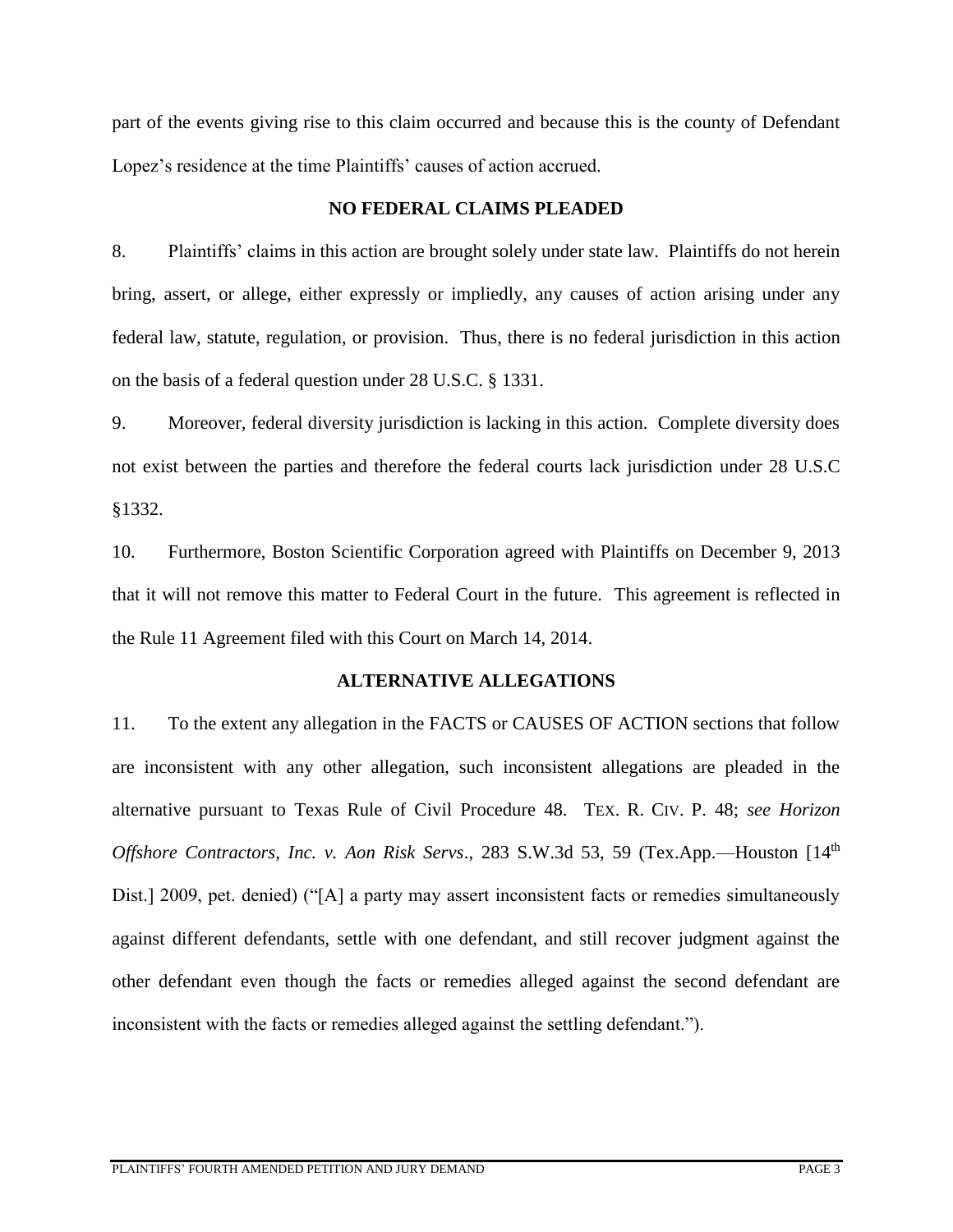part of the events giving rise to this claim occurred and because this is the county of Defendant Lopez's residence at the time Plaintiffs' causes of action accrued.

## NO FEDERAL CLAIMS PLEADED

8. Plaintiffs' claims in this action are brought solely under state law. Plaintiffs do not herein bring, assert, or allege, either expressly or impliedly, any causes of action arising under any federal law, statute, regulation, or provision. Thus, there is no federal jurisdiction in this action on the basis of a federal question under 28 U.S.C. § 1331.

9. Moreover, federal diversity jurisdiction is lacking in this action. Complete diversity does not exist between the parties and therefore the federal courts lack jurisdiction under 28 U.S.C §1332.

10. Furthermore, Boston Scientific Corporation agreed with Plaintiffs on December 9, 2013 that it will not remove this matter to Federal Court in the future. This agreement is reflected in the Rule 11 Agreement filed with this Court on March 14, 2014.

## ALTERNATIVE ALLEGATIONS

11. To the extent any allegation in the FACTS or CAUSES OF ACTION sections that follow are inconsistent with any other allegation, such inconsistent allegations are pleaded in the alternative pursuant to Texas Rule of Civil Procedure 48. TEX. R. CIV. P. 48; *see Horizon Offshore Contractors, Inc. v. Aon Risk Servs*., 283 S.W.3d 53, 59 (Tex.App.—Houston [14th Dist.] 2009, pet. denied) ("[A] a party may assert inconsistent facts or remedies simultaneously against different defendants, settle with one defendant, and still recover judgment against the other defendant even though the facts or remedies alleged against the second defendant are inconsistent with the facts or remedies alleged against the settling defendant.").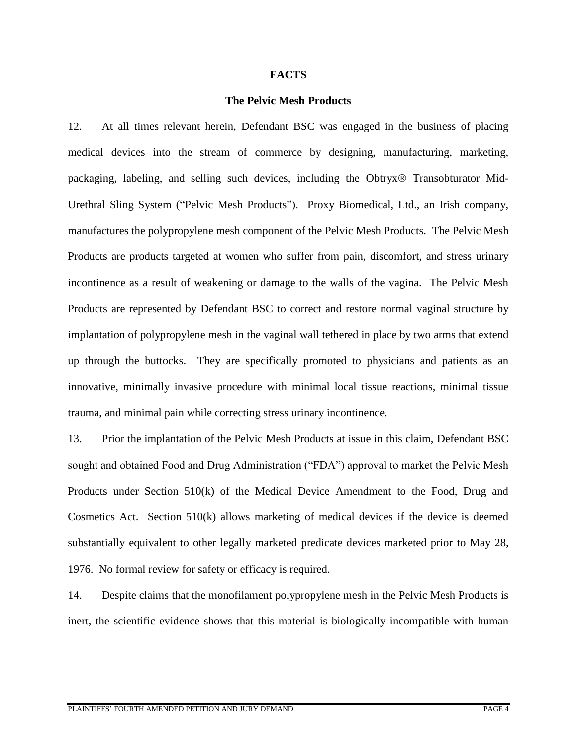**FACTS**

**The Pelvic Mesh Products**

12. At all times relevant herein, Defendant BSC was engaged in the business of placing medical devices into the stream of commerce by designing, manufacturing, marketing, packaging, labeling, and selling such devices, including the Obtryx® Transobturator Mid-Urethral Sling System ("Pelvic Mesh Products"). Proxy Biomedical, Ltd., an Irish company, manufactures the polypropylene mesh component of the Pelvic Mesh Products. The Pelvic Mesh Products are products targeted at women who suffer from pain, discomfort, and stress urinary incontinence as a result of weakening or damage to the walls of the vagina. The Pelvic Mesh Products are represented by Defendant BSC to correct and restore normal vaginal structure by implantation of polypropylene mesh in the vaginal wall tethered in place by two arms that extend up through the buttocks. They are specifically promoted to physicians and patients as an innovative, minimally invasive procedure with minimal local tissue reactions, minimal tissue trauma, and minimal pain while correcting stress urinary incontinence.

13. Prior the implantation of the Pelvic Mesh Products at issue in this claim, Defendant BSC sought and obtained Food and Drug Administration ("FDA") approval to market the Pelvic Mesh Products under Section 510(k) of the Medical Device Amendment to the Food, Drug and Cosmetics Act. Section 510(k) allows marketing of medical devices if the device is deemed substantially equivalent to other legally marketed predicate devices marketed prior to May 28, 1976. No formal review for safety or efficacy is required.

14. Despite claims that the monofilament polypropylene mesh in the Pelvic Mesh Products is inert, the scientific evidence shows that this material is biologically incompatible with human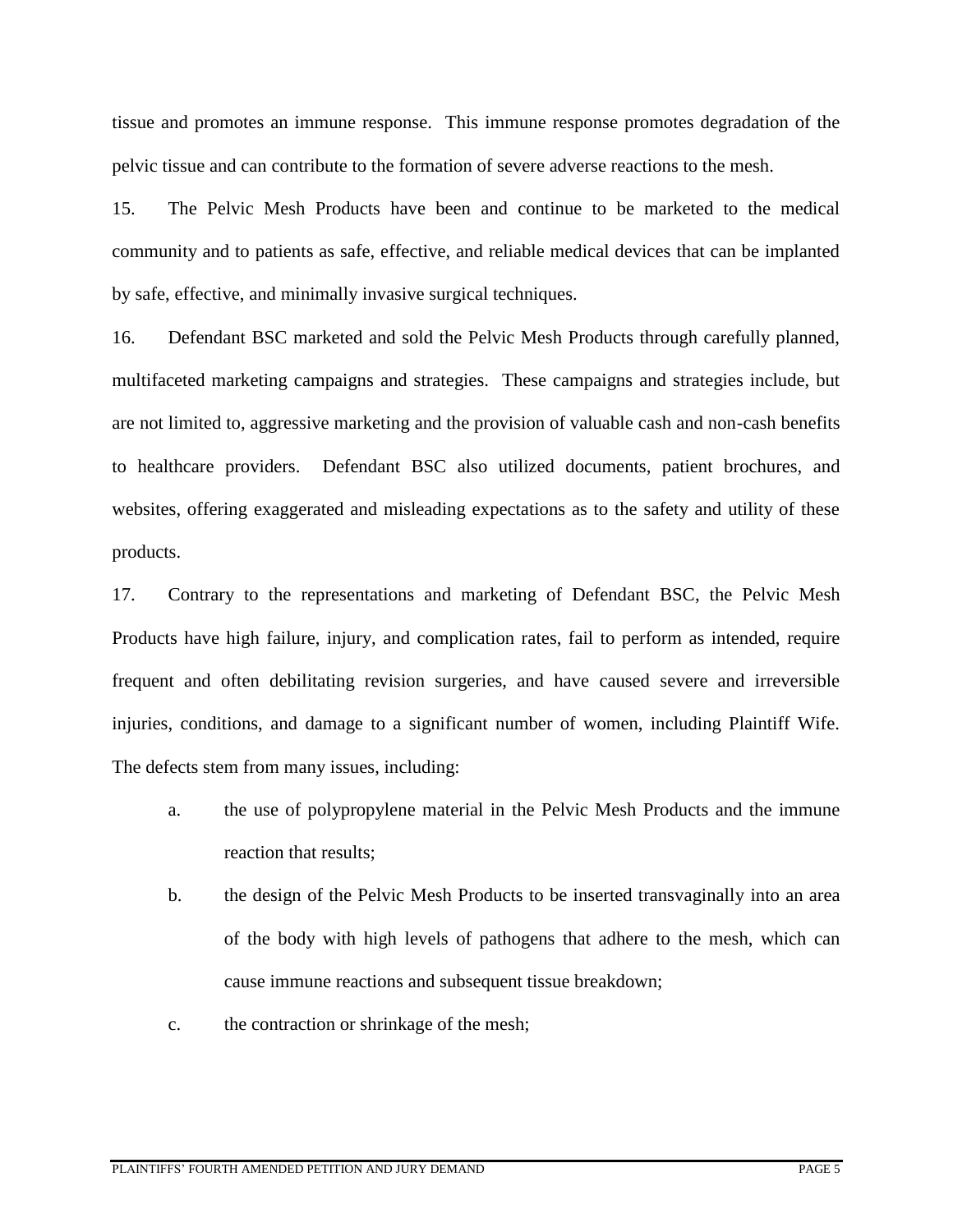tissue and promotes an immune response. This immune response promotes degradation of the pelvic tissue and can contribute to the formation of severe adverse reactions to the mesh.

15. The Pelvic Mesh Products have been and continue to be marketed to the medical community and to patients as safe, effective, and reliable medical devices that can be implanted by safe, effective, and minimally invasive surgical techniques.

16. Defendant BSC marketed and sold the Pelvic Mesh Products through carefully planned, multifaceted marketing campaigns and strategies. These campaigns and strategies include, but are not limited to, aggressive marketing and the provision of valuable cash and non-cash benefits to healthcare providers. Defendant BSC also utilized documents, patient brochures, and websites, offering exaggerated and misleading expectations as to the safety and utility of these products.

17. Contrary to the representations and marketing of Defendant BSC, the Pelvic Mesh Products have high failure, injury, and complication rates, fail to perform as intended, require frequent and often debilitating revision surgeries, and have caused severe and irreversible injuries, conditions, and damage to a significant number of women, including Plaintiff Wife. The defects stem from many issues, including:

a. the use of polypropylene material in the Pelvic Mesh Products and the immune reaction that results;

b. the design of the Pelvic Mesh Products to be inserted transvaginally into an area of the body with high levels of pathogens that adhere to the mesh, which can cause immune reactions and subsequent tissue breakdown;

c. the contraction or shrinkage of the mesh;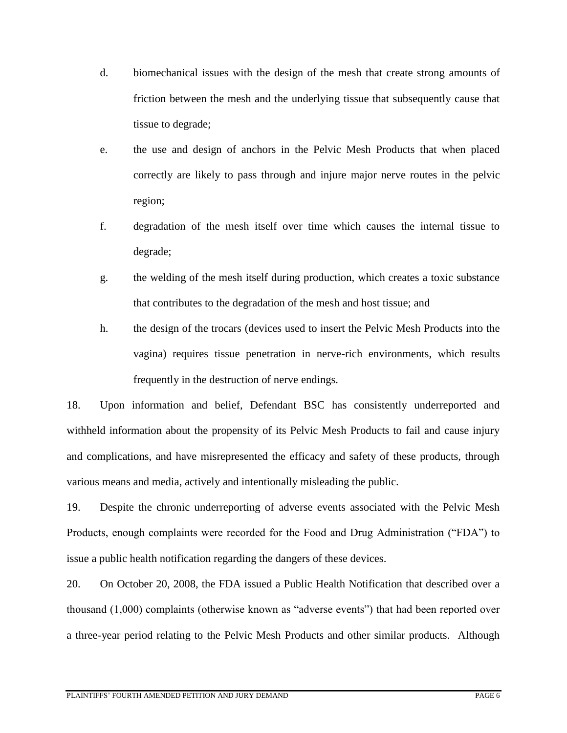d. biomechanical issues with the design of the mesh that create strong amounts of friction between the mesh and the underlying tissue that subsequently cause that tissue to degrade;

e. the use and design of anchors in the Pelvic Mesh Products that when placed correctly are likely to pass through and injure major nerve routes in the pelvic region;

f. degradation of the mesh itself over time which causes the internal tissue to degrade;

g. the welding of the mesh itself during production, which creates a toxic substance that contributes to the degradation of the mesh and host tissue; and

h. the design of the trocars (devices used to insert the Pelvic Mesh Products into the vagina) requires tissue penetration in nerve-rich environments, which results frequently in the destruction of nerve endings.

18. Upon information and belief, Defendant BSC has consistently underreported and withheld information about the propensity of its Pelvic Mesh Products to fail and cause injury and complications, and have misrepresented the efficacy and safety of these products, through various means and media, actively and intentionally misleading the public.

19. Despite the chronic underreporting of adverse events associated with the Pelvic Mesh Products, enough complaints were recorded for the Food and Drug Administration ("FDA") to issue a public health notification regarding the dangers of these devices.

20. On October 20, 2008, the FDA issued a Public Health Notification that described over a thousand (1,000) complaints (otherwise known as "adverse events") that had been reported over a three-year period relating to the Pelvic Mesh Products and other similar products. Although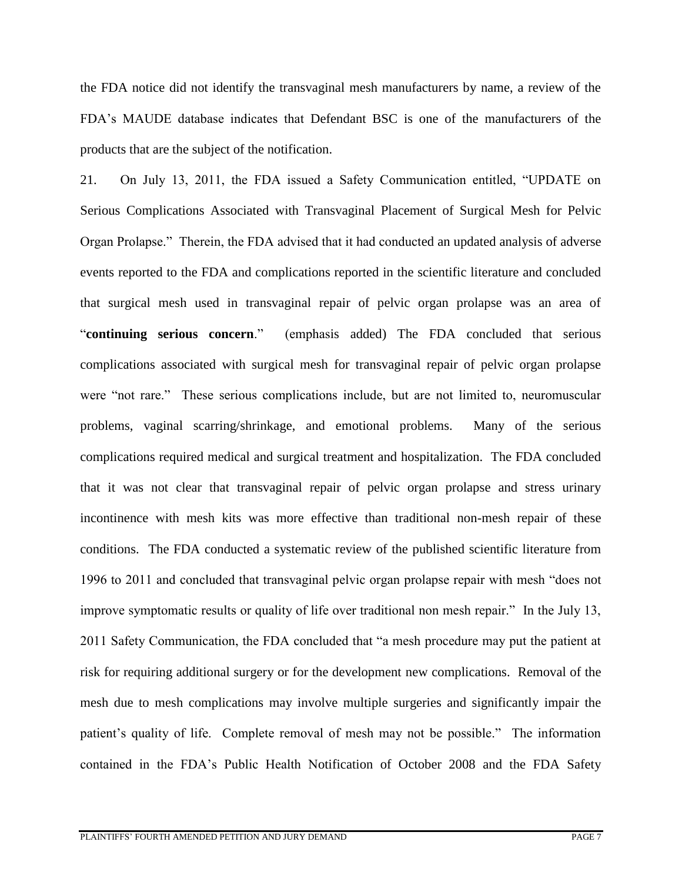the FDA notice did not identify the transvaginal mesh manufacturers by name, a review of the FDA's MAUDE database indicates that Defendant BSC is one of the manufacturers of the products that are the subject of the notification.

21. On July 13, 2011, the FDA issued a Safety Communication entitled, "UPDATE on Serious Complications Associated with Transvaginal Placement of Surgical Mesh for Pelvic Organ Prolapse." Therein, the FDA advised that it had conducted an updated analysis of adverse events reported to the FDA and complications reported in the scientific literature and concluded that surgical mesh used in transvaginal repair of pelvic organ prolapse was an area of "**continuing serious concern**." (emphasis added) The FDA concluded that serious complications associated with surgical mesh for transvaginal repair of pelvic organ prolapse were "not rare." These serious complications include, but are not limited to, neuromuscular problems, vaginal scarring/shrinkage, and emotional problems. Many of the serious complications required medical and surgical treatment and hospitalization. The FDA concluded that it was not clear that transvaginal repair of pelvic organ prolapse and stress urinary incontinence with mesh kits was more effective than traditional non-mesh repair of these conditions. The FDA conducted a systematic review of the published scientific literature from 1996 to 2011 and concluded that transvaginal pelvic organ prolapse repair with mesh "does not improve symptomatic results or quality of life over traditional non mesh repair." In the July 13, 2011 Safety Communication, the FDA concluded that "a mesh procedure may put the patient at risk for requiring additional surgery or for the development new complications. Removal of the mesh due to mesh complications may involve multiple surgeries and significantly impair the patient's quality of life. Complete removal of mesh may not be possible." The information contained in the FDA's Public Health Notification of October 2008 and the FDA Safety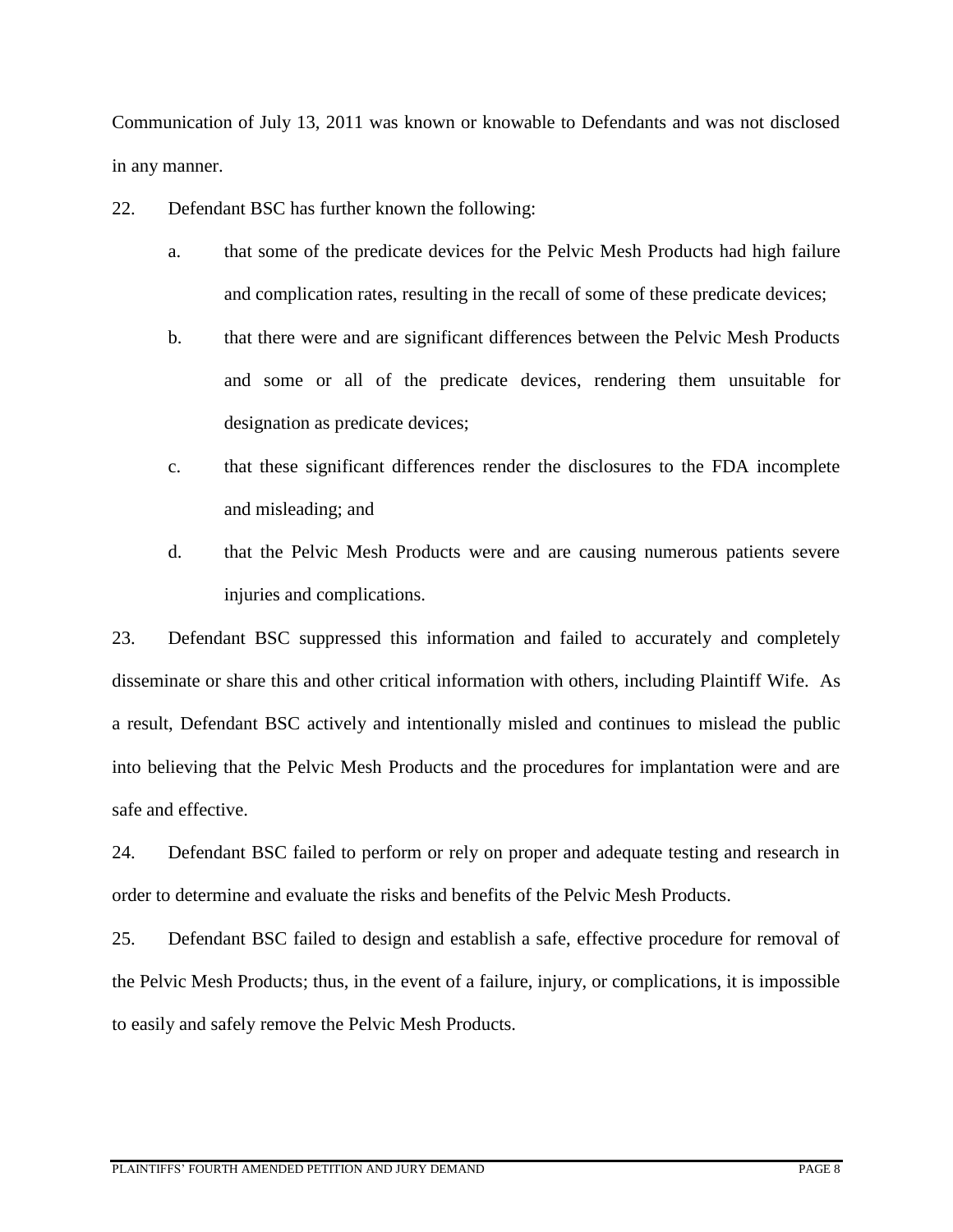Communication of July 13, 2011 was known or knowable to Defendants and was not disclosed in any manner.

22. Defendant BSC has further known the following:

  a. that some of the predicate devices for the Pelvic Mesh Products had high failure and complication rates, resulting in the recall of some of these predicate devices;

  b. that there were and are significant differences between the Pelvic Mesh Products and some or all of the predicate devices, rendering them unsuitable for designation as predicate devices;

  c. that these significant differences render the disclosures to the FDA incomplete and misleading; and

  d. that the Pelvic Mesh Products were and are causing numerous patients severe injuries and complications.

23. Defendant BSC suppressed this information and failed to accurately and completely disseminate or share this and other critical information with others, including Plaintiff Wife. As a result, Defendant BSC actively and intentionally misled and continues to mislead the public into believing that the Pelvic Mesh Products and the procedures for implantation were and are safe and effective.

24. Defendant BSC failed to perform or rely on proper and adequate testing and research in order to determine and evaluate the risks and benefits of the Pelvic Mesh Products.

25. Defendant BSC failed to design and establish a safe, effective procedure for removal of the Pelvic Mesh Products; thus, in the event of a failure, injury, or complications, it is impossible to easily and safely remove the Pelvic Mesh Products.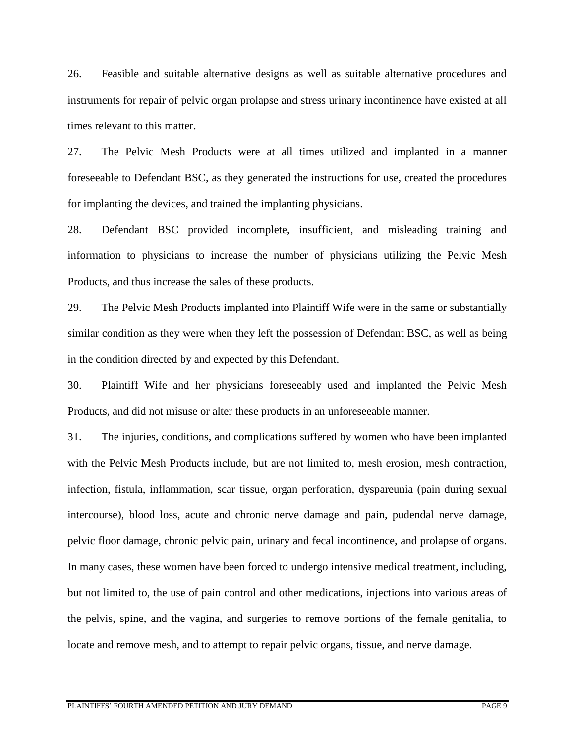26. Feasible and suitable alternative designs as well as suitable alternative procedures and instruments for repair of pelvic organ prolapse and stress urinary incontinence have existed at all times relevant to this matter.

27. The Pelvic Mesh Products were at all times utilized and implanted in a manner foreseeable to Defendant BSC, as they generated the instructions for use, created the procedures for implanting the devices, and trained the implanting physicians.

28. Defendant BSC provided incomplete, insufficient, and misleading training and information to physicians to increase the number of physicians utilizing the Pelvic Mesh Products, and thus increase the sales of these products.

29. The Pelvic Mesh Products implanted into Plaintiff Wife were in the same or substantially similar condition as they were when they left the possession of Defendant BSC, as well as being in the condition directed by and expected by this Defendant.

30. Plaintiff Wife and her physicians foreseeably used and implanted the Pelvic Mesh Products, and did not misuse or alter these products in an unforeseeable manner.

31. The injuries, conditions, and complications suffered by women who have been implanted with the Pelvic Mesh Products include, but are not limited to, mesh erosion, mesh contraction, infection, fistula, inflammation, scar tissue, organ perforation, dyspareunia (pain during sexual intercourse), blood loss, acute and chronic nerve damage and pain, pudendal nerve damage, pelvic floor damage, chronic pelvic pain, urinary and fecal incontinence, and prolapse of organs. In many cases, these women have been forced to undergo intensive medical treatment, including, but not limited to, the use of pain control and other medications, injections into various areas of the pelvis, spine, and the vagina, and surgeries to remove portions of the female genitalia, to locate and remove mesh, and to attempt to repair pelvic organs, tissue, and nerve damage.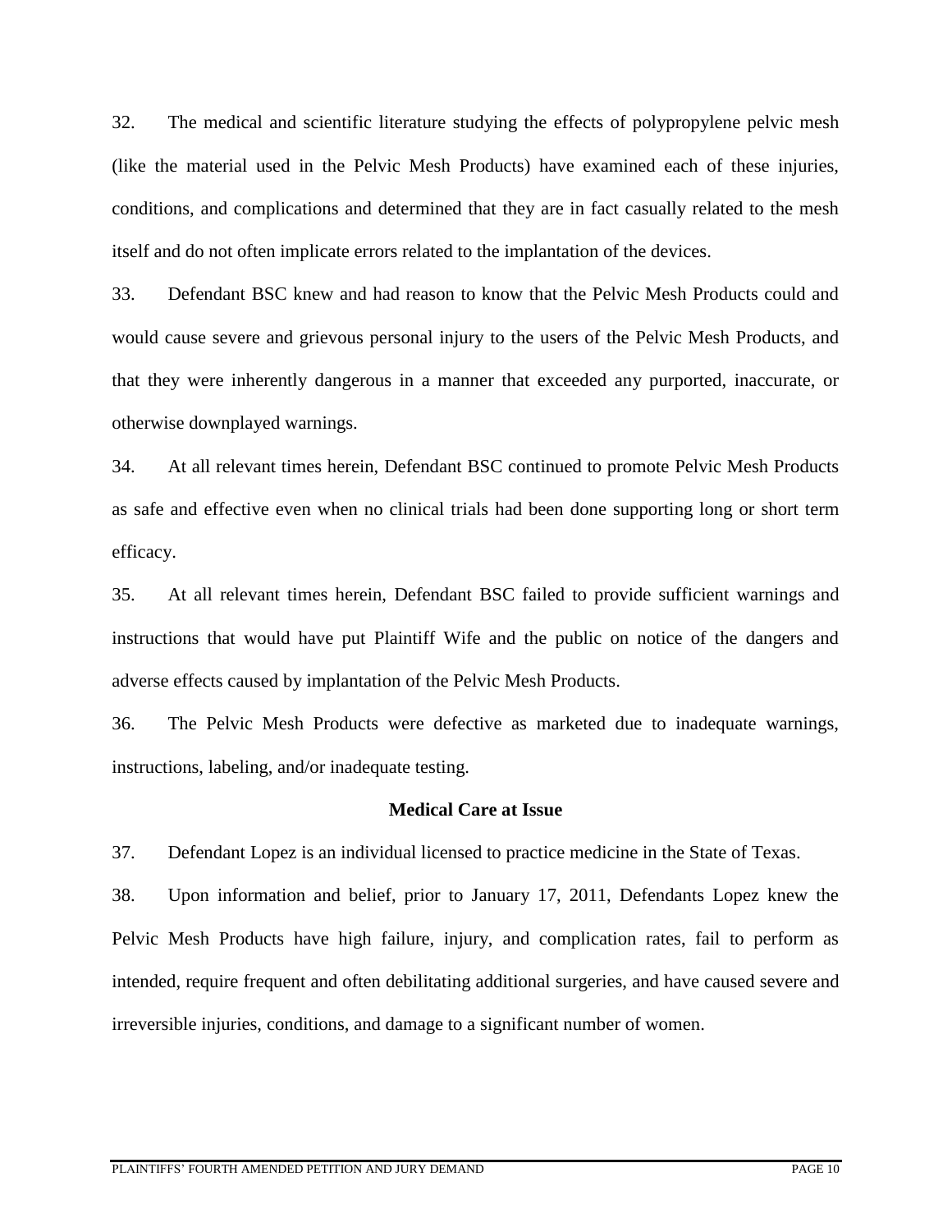32. The medical and scientific literature studying the effects of polypropylene pelvic mesh (like the material used in the Pelvic Mesh Products) have examined each of these injuries, conditions, and complications and determined that they are in fact casually related to the mesh itself and do not often implicate errors related to the implantation of the devices.

33. Defendant BSC knew and had reason to know that the Pelvic Mesh Products could and would cause severe and grievous personal injury to the users of the Pelvic Mesh Products, and that they were inherently dangerous in a manner that exceeded any purported, inaccurate, or otherwise downplayed warnings.

34. At all relevant times herein, Defendant BSC continued to promote Pelvic Mesh Products as safe and effective even when no clinical trials had been done supporting long or short term efficacy.

35. At all relevant times herein, Defendant BSC failed to provide sufficient warnings and instructions that would have put Plaintiff Wife and the public on notice of the dangers and adverse effects caused by implantation of the Pelvic Mesh Products.

36. The Pelvic Mesh Products were defective as marketed due to inadequate warnings, instructions, labeling, and/or inadequate testing.

**Medical Care at Issue**

37. Defendant Lopez is an individual licensed to practice medicine in the State of Texas.

38. Upon information and belief, prior to January 17, 2011, Defendants Lopez knew the Pelvic Mesh Products have high failure, injury, and complication rates, fail to perform as intended, require frequent and often debilitating additional surgeries, and have caused severe and irreversible injuries, conditions, and damage to a significant number of women.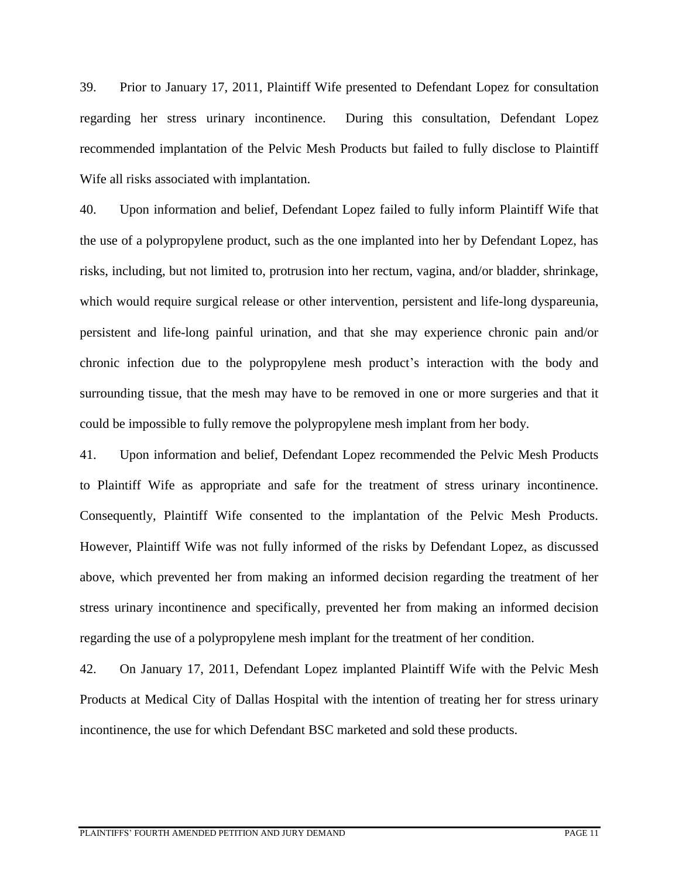39. Prior to January 17, 2011, Plaintiff Wife presented to Defendant Lopez for consultation regarding her stress urinary incontinence. During this consultation, Defendant Lopez recommended implantation of the Pelvic Mesh Products but failed to fully disclose to Plaintiff Wife all risks associated with implantation.

40. Upon information and belief, Defendant Lopez failed to fully inform Plaintiff Wife that the use of a polypropylene product, such as the one implanted into her by Defendant Lopez, has risks, including, but not limited to, protrusion into her rectum, vagina, and/or bladder, shrinkage, which would require surgical release or other intervention, persistent and life-long dyspareunia, persistent and life-long painful urination, and that she may experience chronic pain and/or chronic infection due to the polypropylene mesh product's interaction with the body and surrounding tissue, that the mesh may have to be removed in one or more surgeries and that it could be impossible to fully remove the polypropylene mesh implant from her body.

41. Upon information and belief, Defendant Lopez recommended the Pelvic Mesh Products to Plaintiff Wife as appropriate and safe for the treatment of stress urinary incontinence. Consequently, Plaintiff Wife consented to the implantation of the Pelvic Mesh Products. However, Plaintiff Wife was not fully informed of the risks by Defendant Lopez, as discussed above, which prevented her from making an informed decision regarding the treatment of her stress urinary incontinence and specifically, prevented her from making an informed decision regarding the use of a polypropylene mesh implant for the treatment of her condition.

42. On January 17, 2011, Defendant Lopez implanted Plaintiff Wife with the Pelvic Mesh Products at Medical City of Dallas Hospital with the intention of treating her for stress urinary incontinence, the use for which Defendant BSC marketed and sold these products.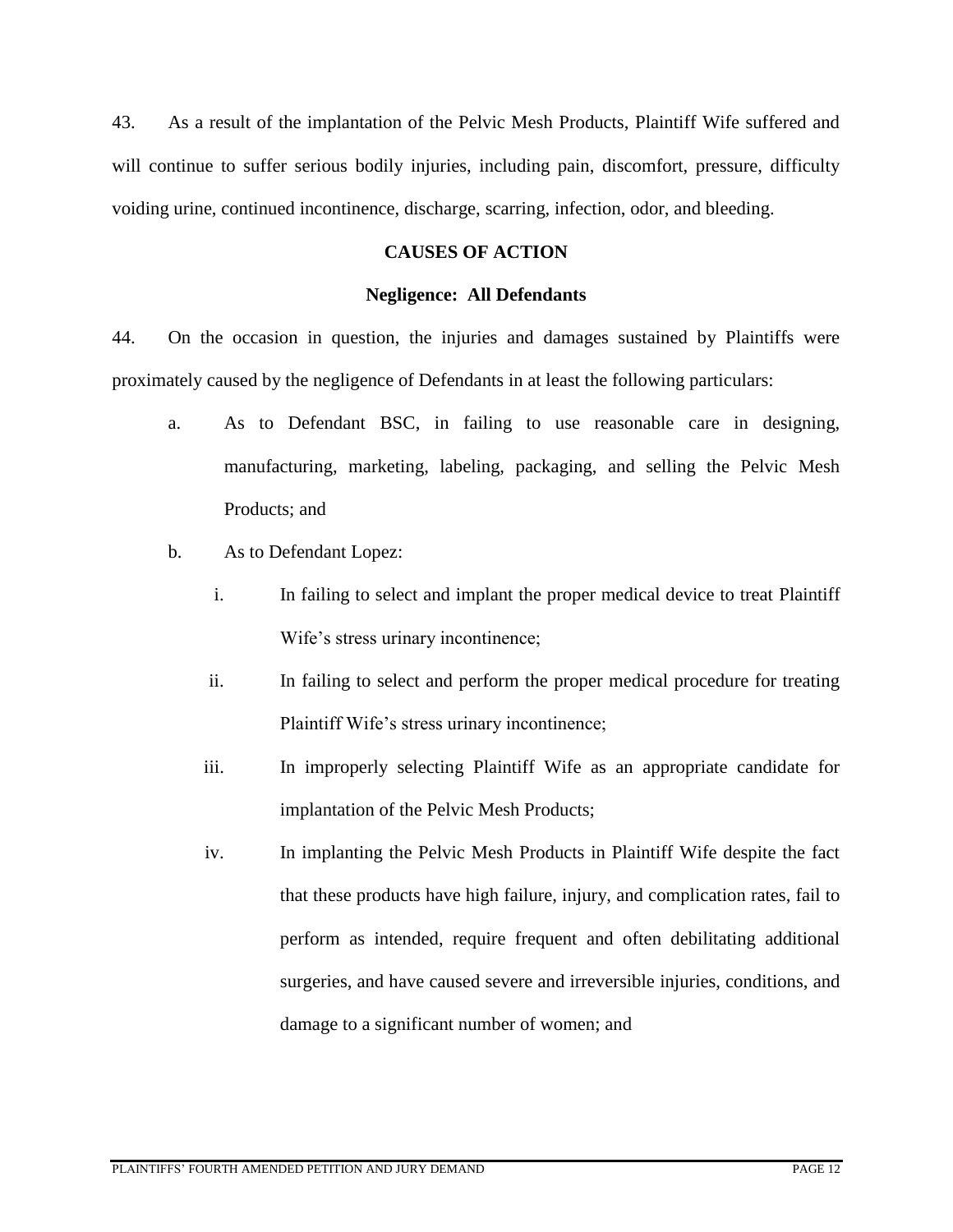43. As a result of the implantation of the Pelvic Mesh Products, Plaintiff Wife suffered and will continue to suffer serious bodily injuries, including pain, discomfort, pressure, difficulty voiding urine, continued incontinence, discharge, scarring, infection, odor, and bleeding.

**CAUSES OF ACTION**

**Negligence: All Defendants**

44. On the occasion in question, the injuries and damages sustained by Plaintiffs were proximately caused by the negligence of Defendants in at least the following particulars:

a. As to Defendant BSC, in failing to use reasonable care in designing, manufacturing, marketing, labeling, packaging, and selling the Pelvic Mesh Products; and

b. As to Defendant Lopez:

   i. In failing to select and implant the proper medical device to treat Plaintiff Wife's stress urinary incontinence;

   ii. In failing to select and perform the proper medical procedure for treating Plaintiff Wife's stress urinary incontinence;

   iii. In improperly selecting Plaintiff Wife as an appropriate candidate for implantation of the Pelvic Mesh Products;

   iv. In implanting the Pelvic Mesh Products in Plaintiff Wife despite the fact that these products have high failure, injury, and complication rates, fail to perform as intended, require frequent and often debilitating additional surgeries, and have caused severe and irreversible injuries, conditions, and damage to a significant number of women; and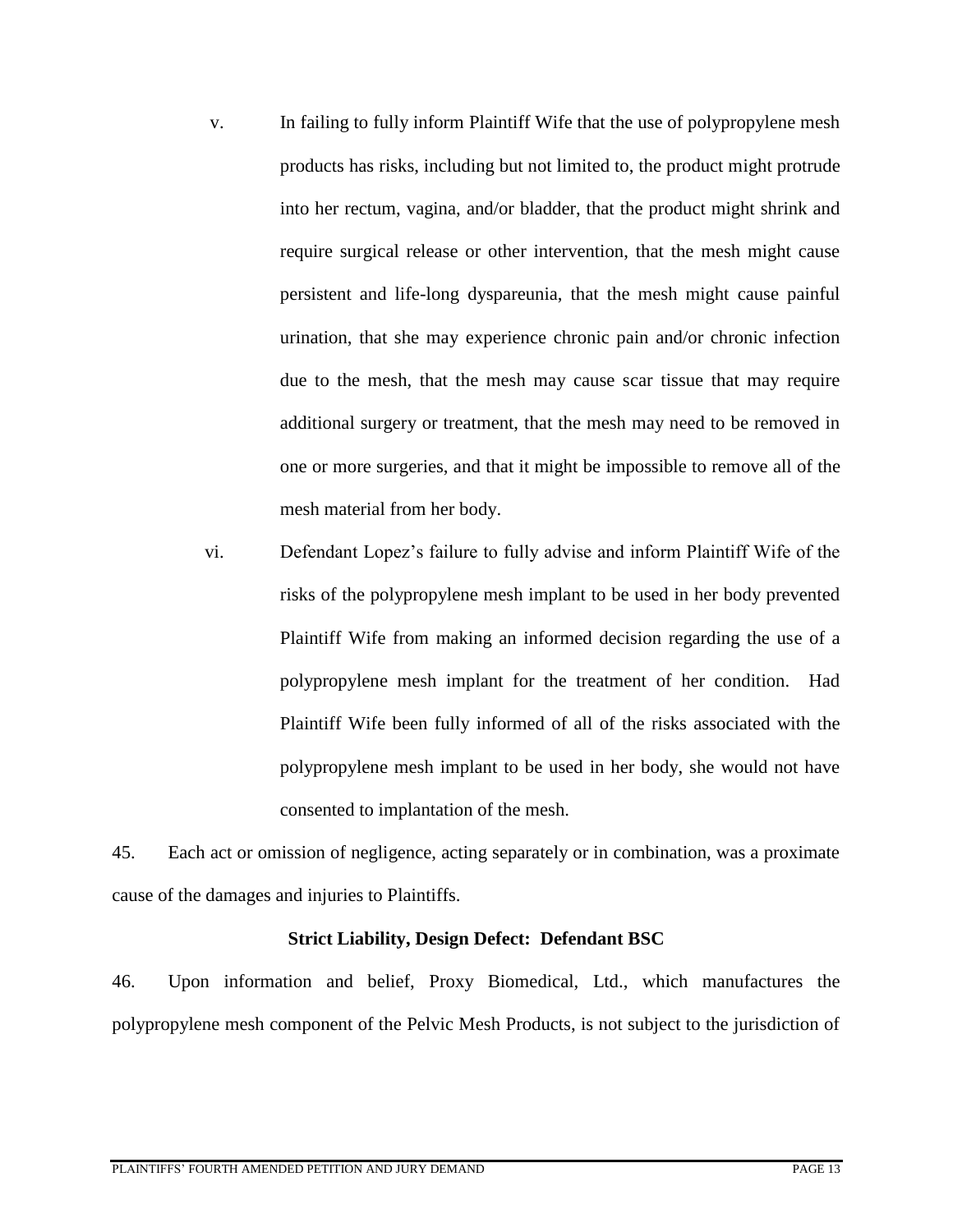v. In failing to fully inform Plaintiff Wife that the use of polypropylene mesh products has risks, including but not limited to, the product might protrude into her rectum, vagina, and/or bladder, that the product might shrink and require surgical release or other intervention, that the mesh might cause persistent and life-long dyspareunia, that the mesh might cause painful urination, that she may experience chronic pain and/or chronic infection due to the mesh, that the mesh may cause scar tissue that may require additional surgery or treatment, that the mesh may need to be removed in one or more surgeries, and that it might be impossible to remove all of the mesh material from her body.

vi. Defendant Lopez's failure to fully advise and inform Plaintiff Wife of the risks of the polypropylene mesh implant to be used in her body prevented Plaintiff Wife from making an informed decision regarding the use of a polypropylene mesh implant for the treatment of her condition. Had Plaintiff Wife been fully informed of all of the risks associated with the polypropylene mesh implant to be used in her body, she would not have consented to implantation of the mesh.

45. Each act or omission of negligence, acting separately or in combination, was a proximate cause of the damages and injuries to Plaintiffs.

**Strict Liability, Design Defect: Defendant BSC**

46. Upon information and belief, Proxy Biomedical, Ltd., which manufactures the polypropylene mesh component of the Pelvic Mesh Products, is not subject to the jurisdiction of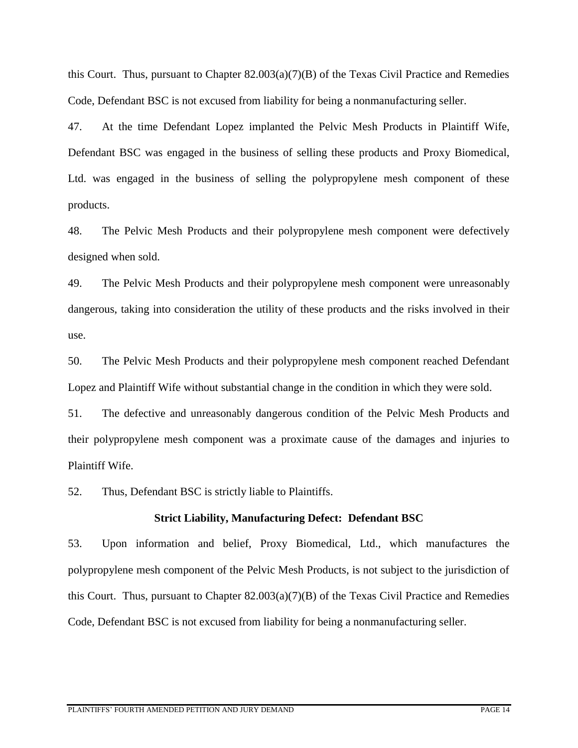this Court. Thus, pursuant to Chapter 82.003(a)(7)(B) of the Texas Civil Practice and Remedies Code, Defendant BSC is not excused from liability for being a nonmanufacturing seller.

47. At the time Defendant Lopez implanted the Pelvic Mesh Products in Plaintiff Wife, Defendant BSC was engaged in the business of selling these products and Proxy Biomedical, Ltd. was engaged in the business of selling the polypropylene mesh component of these products.

48. The Pelvic Mesh Products and their polypropylene mesh component were defectively designed when sold.

49. The Pelvic Mesh Products and their polypropylene mesh component were unreasonably dangerous, taking into consideration the utility of these products and the risks involved in their use.

50. The Pelvic Mesh Products and their polypropylene mesh component reached Defendant Lopez and Plaintiff Wife without substantial change in the condition in which they were sold.

51. The defective and unreasonably dangerous condition of the Pelvic Mesh Products and their polypropylene mesh component was a proximate cause of the damages and injuries to Plaintiff Wife.

52. Thus, Defendant BSC is strictly liable to Plaintiffs.

**Strict Liability, Manufacturing Defect: Defendant BSC**

53. Upon information and belief, Proxy Biomedical, Ltd., which manufactures the polypropylene mesh component of the Pelvic Mesh Products, is not subject to the jurisdiction of this Court. Thus, pursuant to Chapter 82.003(a)(7)(B) of the Texas Civil Practice and Remedies Code, Defendant BSC is not excused from liability for being a nonmanufacturing seller.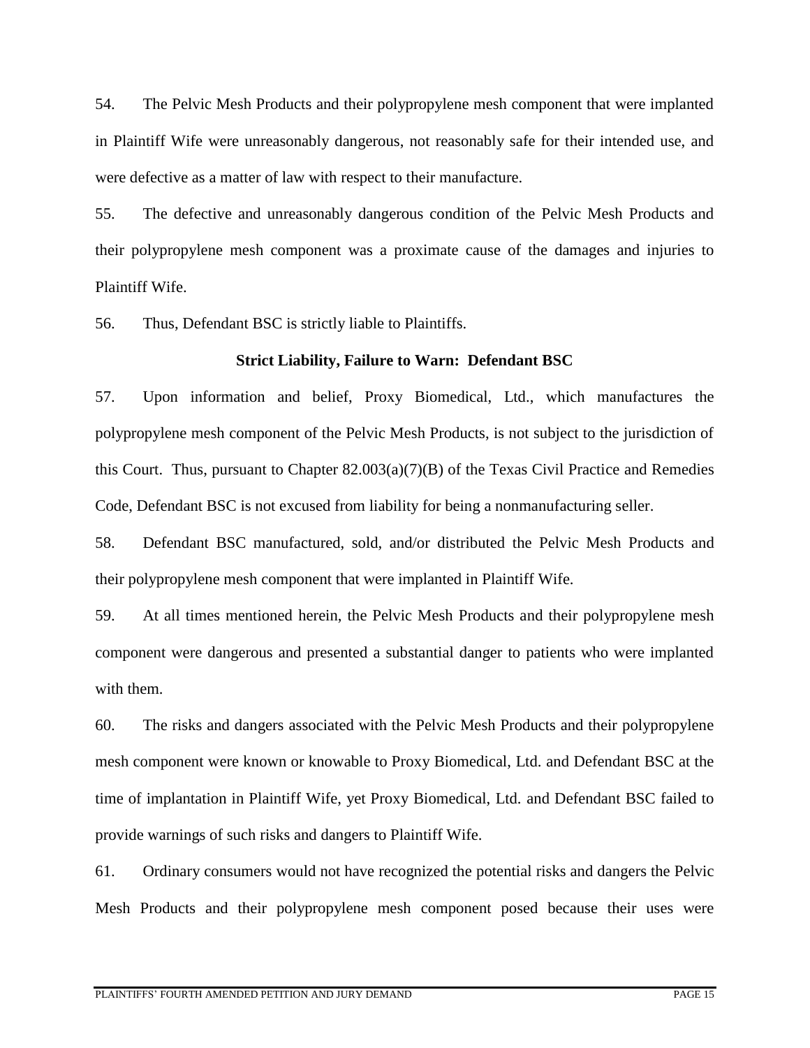54. The Pelvic Mesh Products and their polypropylene mesh component that were implanted in Plaintiff Wife were unreasonably dangerous, not reasonably safe for their intended use, and were defective as a matter of law with respect to their manufacture.

55. The defective and unreasonably dangerous condition of the Pelvic Mesh Products and their polypropylene mesh component was a proximate cause of the damages and injuries to Plaintiff Wife.

56. Thus, Defendant BSC is strictly liable to Plaintiffs.

**Strict Liability, Failure to Warn: Defendant BSC**

57. Upon information and belief, Proxy Biomedical, Ltd., which manufactures the polypropylene mesh component of the Pelvic Mesh Products, is not subject to the jurisdiction of this Court. Thus, pursuant to Chapter 82.003(a)(7)(B) of the Texas Civil Practice and Remedies Code, Defendant BSC is not excused from liability for being a nonmanufacturing seller.

58. Defendant BSC manufactured, sold, and/or distributed the Pelvic Mesh Products and their polypropylene mesh component that were implanted in Plaintiff Wife.

59. At all times mentioned herein, the Pelvic Mesh Products and their polypropylene mesh component were dangerous and presented a substantial danger to patients who were implanted with them.

60. The risks and dangers associated with the Pelvic Mesh Products and their polypropylene mesh component were known or knowable to Proxy Biomedical, Ltd. and Defendant BSC at the time of implantation in Plaintiff Wife, yet Proxy Biomedical, Ltd. and Defendant BSC failed to provide warnings of such risks and dangers to Plaintiff Wife.

61. Ordinary consumers would not have recognized the potential risks and dangers the Pelvic Mesh Products and their polypropylene mesh component posed because their uses were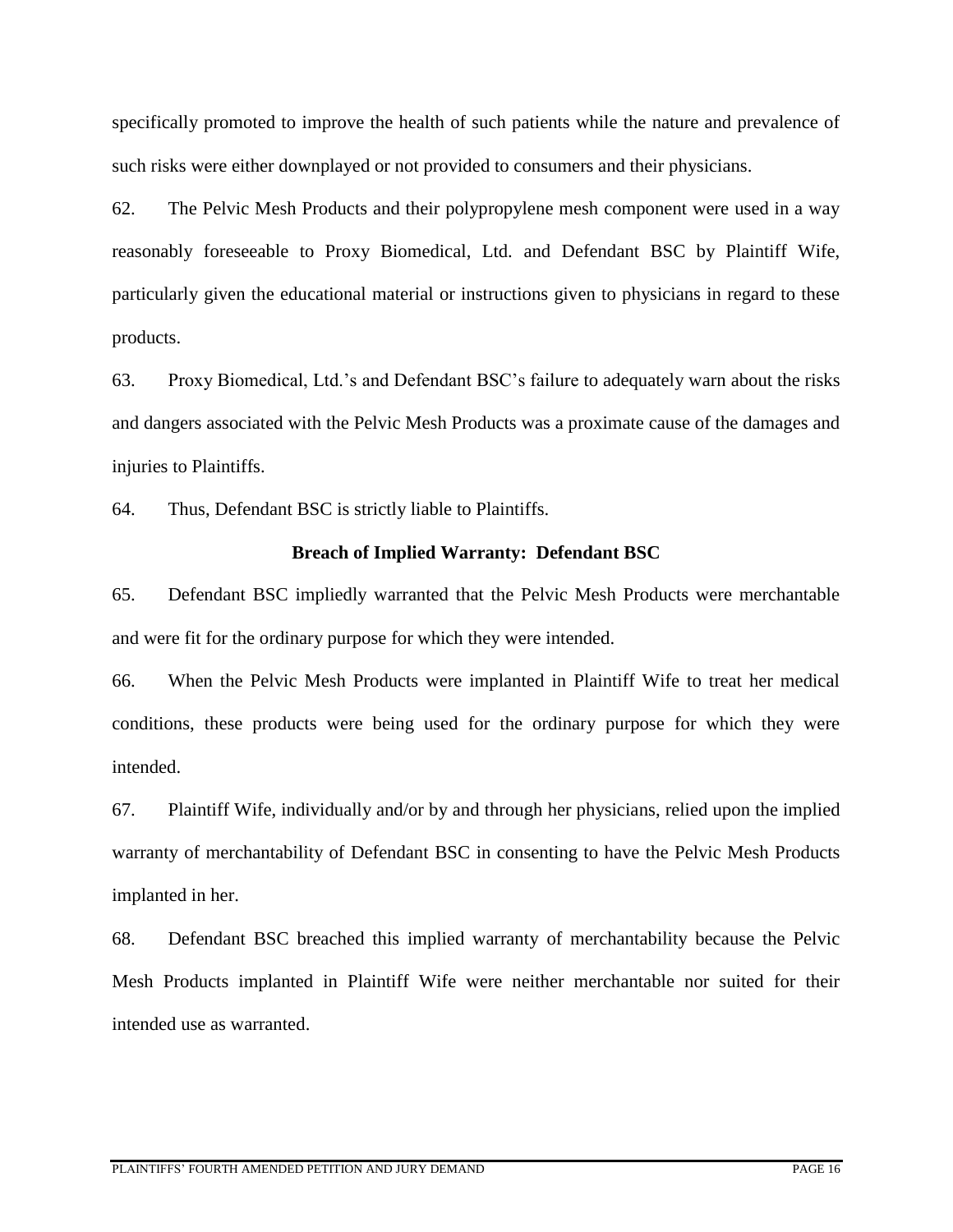specifically promoted to improve the health of such patients while the nature and prevalence of such risks were either downplayed or not provided to consumers and their physicians.

62. The Pelvic Mesh Products and their polypropylene mesh component were used in a way reasonably foreseeable to Proxy Biomedical, Ltd. and Defendant BSC by Plaintiff Wife, particularly given the educational material or instructions given to physicians in regard to these products.

63. Proxy Biomedical, Ltd.'s and Defendant BSC's failure to adequately warn about the risks and dangers associated with the Pelvic Mesh Products was a proximate cause of the damages and injuries to Plaintiffs.

64. Thus, Defendant BSC is strictly liable to Plaintiffs.

**Breach of Implied Warranty: Defendant BSC**

65. Defendant BSC impliedly warranted that the Pelvic Mesh Products were merchantable and were fit for the ordinary purpose for which they were intended.

66. When the Pelvic Mesh Products were implanted in Plaintiff Wife to treat her medical conditions, these products were being used for the ordinary purpose for which they were intended.

67. Plaintiff Wife, individually and/or by and through her physicians, relied upon the implied warranty of merchantability of Defendant BSC in consenting to have the Pelvic Mesh Products implanted in her.

68. Defendant BSC breached this implied warranty of merchantability because the Pelvic Mesh Products implanted in Plaintiff Wife were neither merchantable nor suited for their intended use as warranted.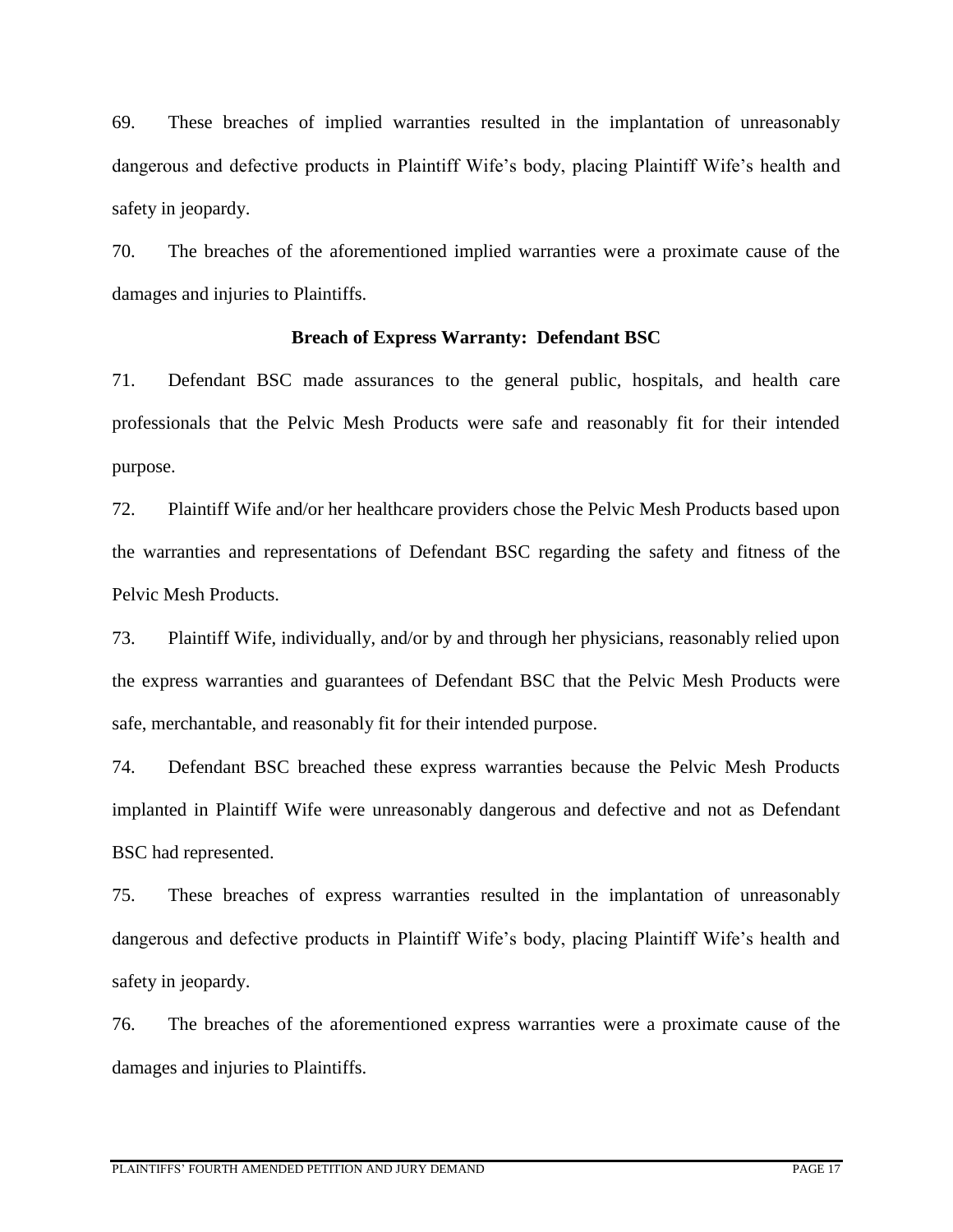69. These breaches of implied warranties resulted in the implantation of unreasonably dangerous and defective products in Plaintiff Wife's body, placing Plaintiff Wife's health and safety in jeopardy.

70. The breaches of the aforementioned implied warranties were a proximate cause of the damages and injuries to Plaintiffs.

**Breach of Express Warranty: Defendant BSC**

71. Defendant BSC made assurances to the general public, hospitals, and health care professionals that the Pelvic Mesh Products were safe and reasonably fit for their intended purpose.

72. Plaintiff Wife and/or her healthcare providers chose the Pelvic Mesh Products based upon the warranties and representations of Defendant BSC regarding the safety and fitness of the Pelvic Mesh Products.

73. Plaintiff Wife, individually, and/or by and through her physicians, reasonably relied upon the express warranties and guarantees of Defendant BSC that the Pelvic Mesh Products were safe, merchantable, and reasonably fit for their intended purpose.

74. Defendant BSC breached these express warranties because the Pelvic Mesh Products implanted in Plaintiff Wife were unreasonably dangerous and defective and not as Defendant BSC had represented.

75. These breaches of express warranties resulted in the implantation of unreasonably dangerous and defective products in Plaintiff Wife's body, placing Plaintiff Wife's health and safety in jeopardy.

76. The breaches of the aforementioned express warranties were a proximate cause of the damages and injuries to Plaintiffs.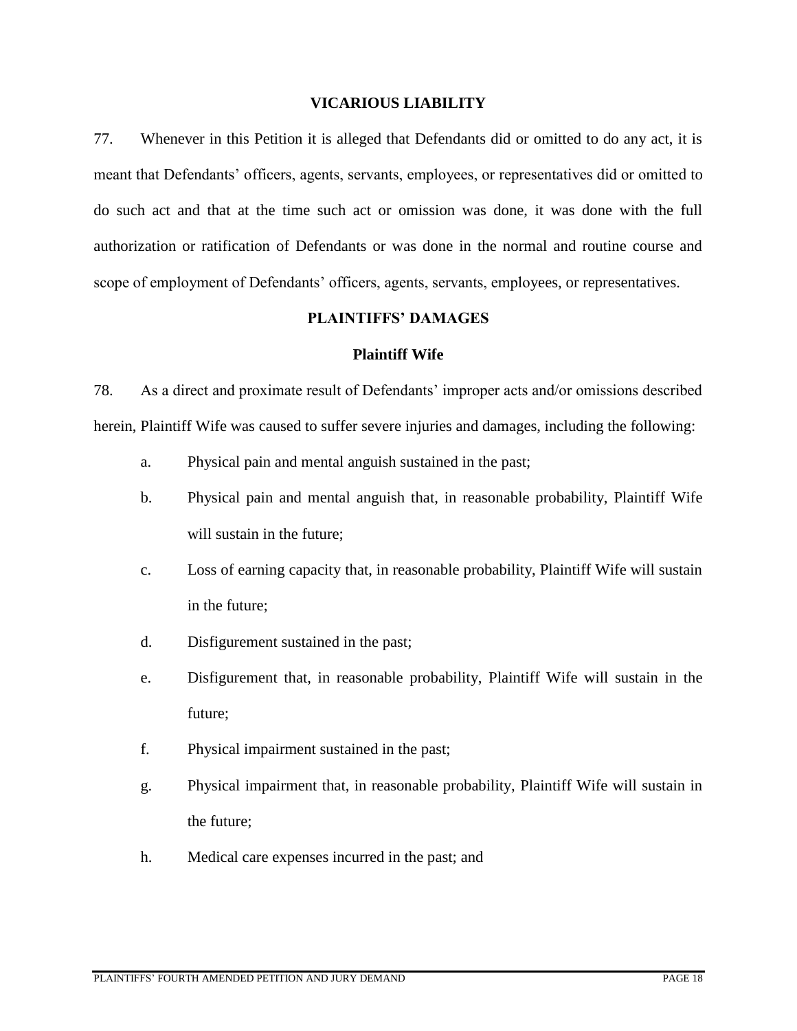## VICARIOUS LIABILITY

77. Whenever in this Petition it is alleged that Defendants did or omitted to do any act, it is meant that Defendants' officers, agents, servants, employees, or representatives did or omitted to do such act and that at the time such act or omission was done, it was done with the full authorization or ratification of Defendants or was done in the normal and routine course and scope of employment of Defendants' officers, agents, servants, employees, or representatives.

## PLAINTIFFS' DAMAGES

### Plaintiff Wife

78. As a direct and proximate result of Defendants' improper acts and/or omissions described herein, Plaintiff Wife was caused to suffer severe injuries and damages, including the following:

- a. Physical pain and mental anguish sustained in the past;
- b. Physical pain and mental anguish that, in reasonable probability, Plaintiff Wife will sustain in the future;
- c. Loss of earning capacity that, in reasonable probability, Plaintiff Wife will sustain in the future;
- d. Disfigurement sustained in the past;
- e. Disfigurement that, in reasonable probability, Plaintiff Wife will sustain in the future;
- f. Physical impairment sustained in the past;
- g. Physical impairment that, in reasonable probability, Plaintiff Wife will sustain in the future;
- h. Medical care expenses incurred in the past; and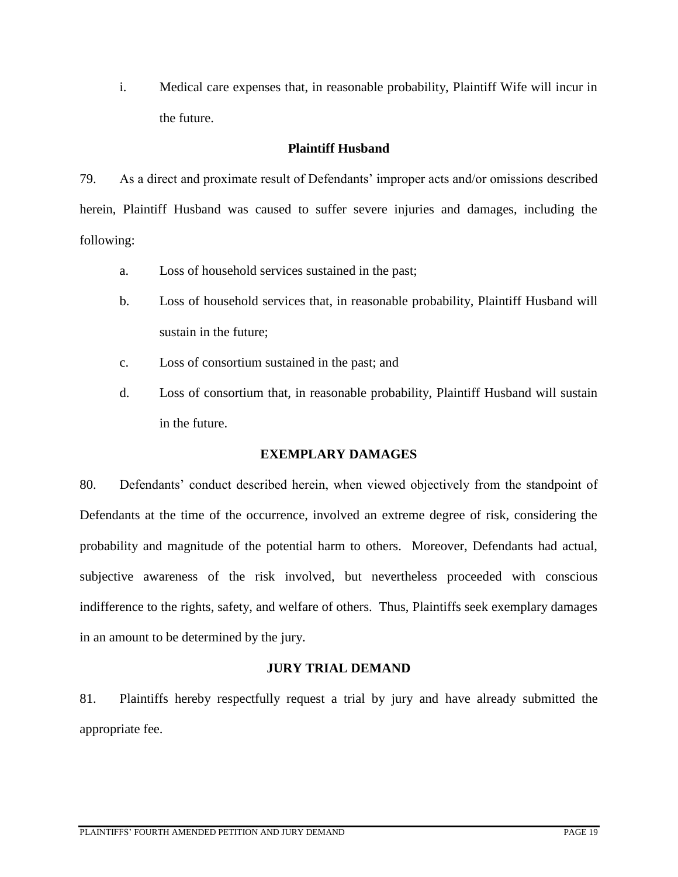i. Medical care expenses that, in reasonable probability, Plaintiff Wife will incur in the future.

**Plaintiff Husband**

79. As a direct and proximate result of Defendants' improper acts and/or omissions described herein, Plaintiff Husband was caused to suffer severe injuries and damages, including the following:

a. Loss of household services sustained in the past;

b. Loss of household services that, in reasonable probability, Plaintiff Husband will sustain in the future;

c. Loss of consortium sustained in the past; and

d. Loss of consortium that, in reasonable probability, Plaintiff Husband will sustain in the future.

**EXEMPLARY DAMAGES**

80. Defendants' conduct described herein, when viewed objectively from the standpoint of Defendants at the time of the occurrence, involved an extreme degree of risk, considering the probability and magnitude of the potential harm to others. Moreover, Defendants had actual, subjective awareness of the risk involved, but nevertheless proceeded with conscious indifference to the rights, safety, and welfare of others. Thus, Plaintiffs seek exemplary damages in an amount to be determined by the jury.

**JURY TRIAL DEMAND**

81. Plaintiffs hereby respectfully request a trial by jury and have already submitted the appropriate fee.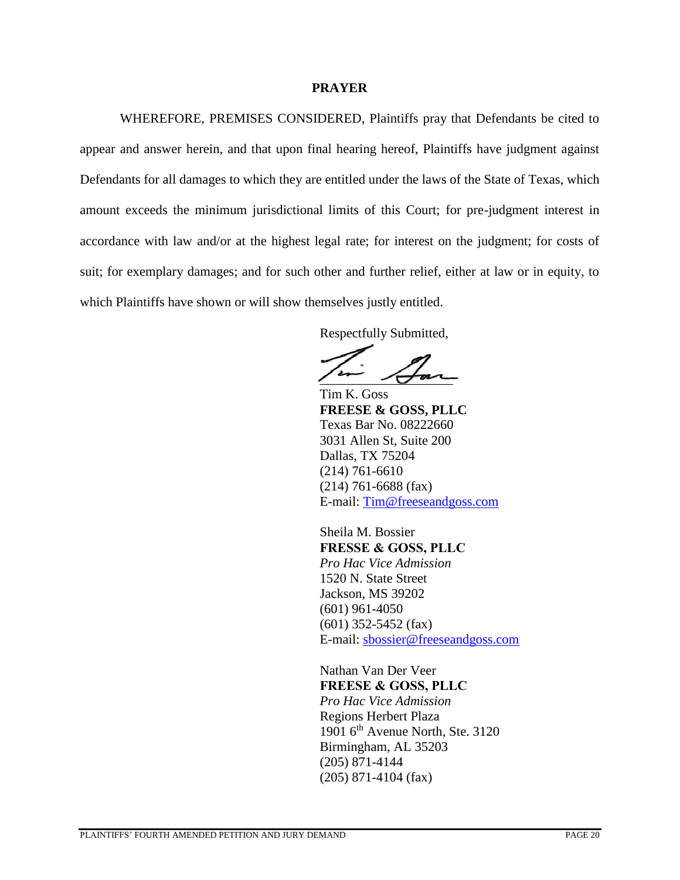## PRAYER

WHEREFORE, PREMISES CONSIDERED, Plaintiffs pray that Defendants be cited to appear and answer herein, and that upon final hearing hereof, Plaintiffs have judgment against Defendants for all damages to which they are entitled under the laws of the State of Texas, which amount exceeds the minimum jurisdictional limits of this Court; for pre-judgment interest in accordance with law and/or at the highest legal rate; for interest on the judgment; for costs of suit; for exemplary damages; and for such other and further relief, either at law or in equity, to which Plaintiffs have shown or will show themselves justly entitled.

Respectfully Submitted,

Tim K. Goss
**FREESE & GOSS, PLLC**
Texas Bar No. 08222660
3031 Allen St, Suite 200
Dallas, TX 75204
(214) 761-6610
(214) 761-6688 (fax)
E-mail: Tim@freeseandgoss.com

Sheila M. Bossier
**FRESSE & GOSS, PLLC**
*Pro Hac Vice Admission*
1520 N. State Street
Jackson, MS 39202
(601) 961-4050
(601) 352-5452 (fax)
E-mail: sbossier@freeseandgoss.com

Nathan Van Der Veer
**FREESE & GOSS, PLLC**
*Pro Hac Vice Admission*
Regions Herbert Plaza
1901 6th Avenue North, Ste. 3120
Birmingham, AL 35203
(205) 871-4144
(205) 871-4104 (fax)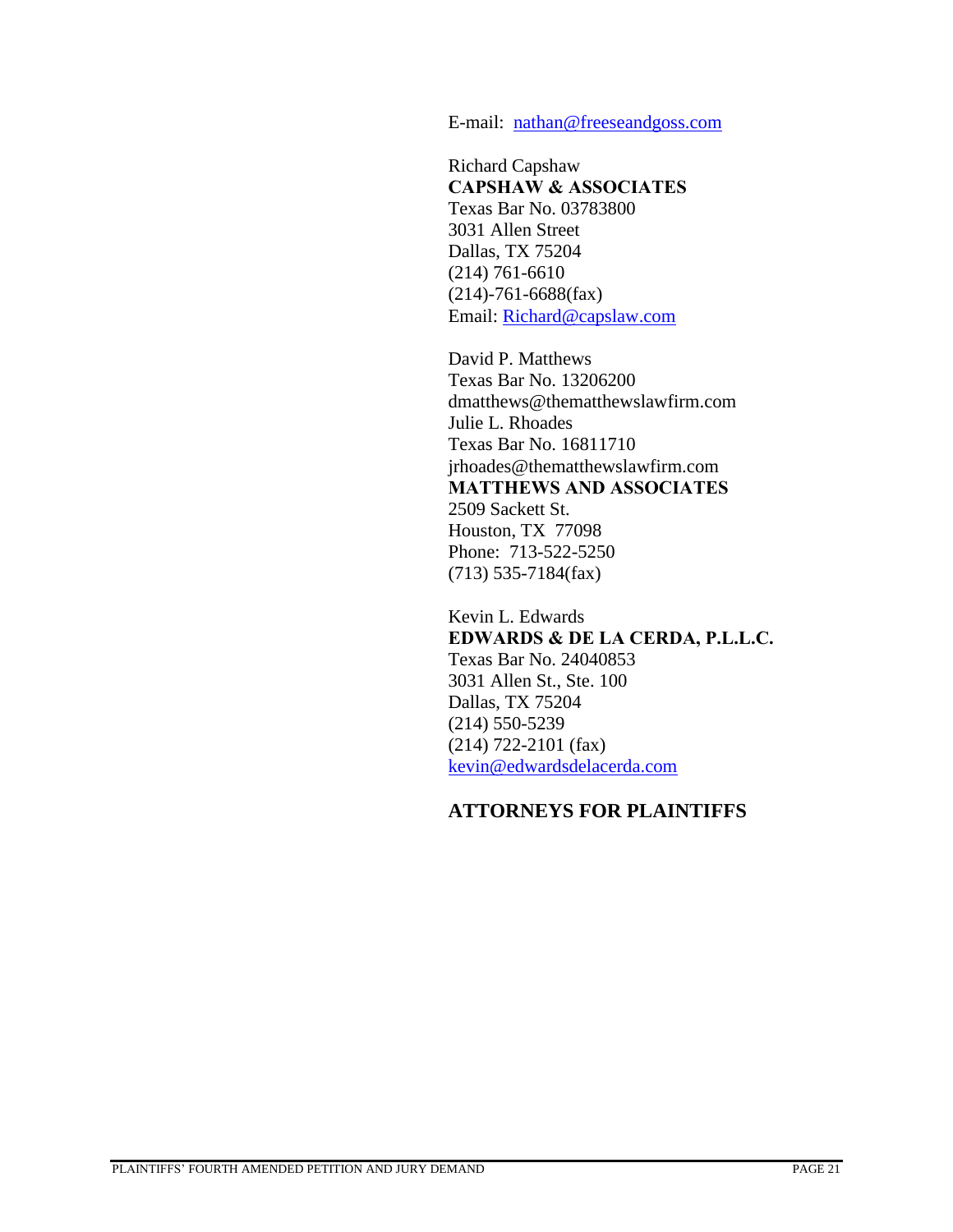E-mail: nathan@freeseandgoss.com

Richard Capshaw
**CAPSHAW & ASSOCIATES**
Texas Bar No. 03783800
3031 Allen Street
Dallas, TX 75204
(214) 761-6610
(214)-761-6688(fax)
Email: Richard@capslaw.com

David P. Matthews
Texas Bar No. 13206200
dmatthews@thematthewslawfirm.com
Julie L. Rhoades
Texas Bar No. 16811710
jrhoades@thematthewslawfirm.com
**MATTHEWS AND ASSOCIATES**
2509 Sackett St.
Houston, TX 77098
Phone: 713-522-5250
(713) 535-7184(fax)

Kevin L. Edwards
**EDWARDS & DE LA CERDA, P.L.L.C.**
Texas Bar No. 24040853
3031 Allen St., Ste. 100
Dallas, TX 75204
(214) 550-5239
(214) 722-2101 (fax)
kevin@edwardsdelacerda.com

**ATTORNEYS FOR PLAINTIFFS**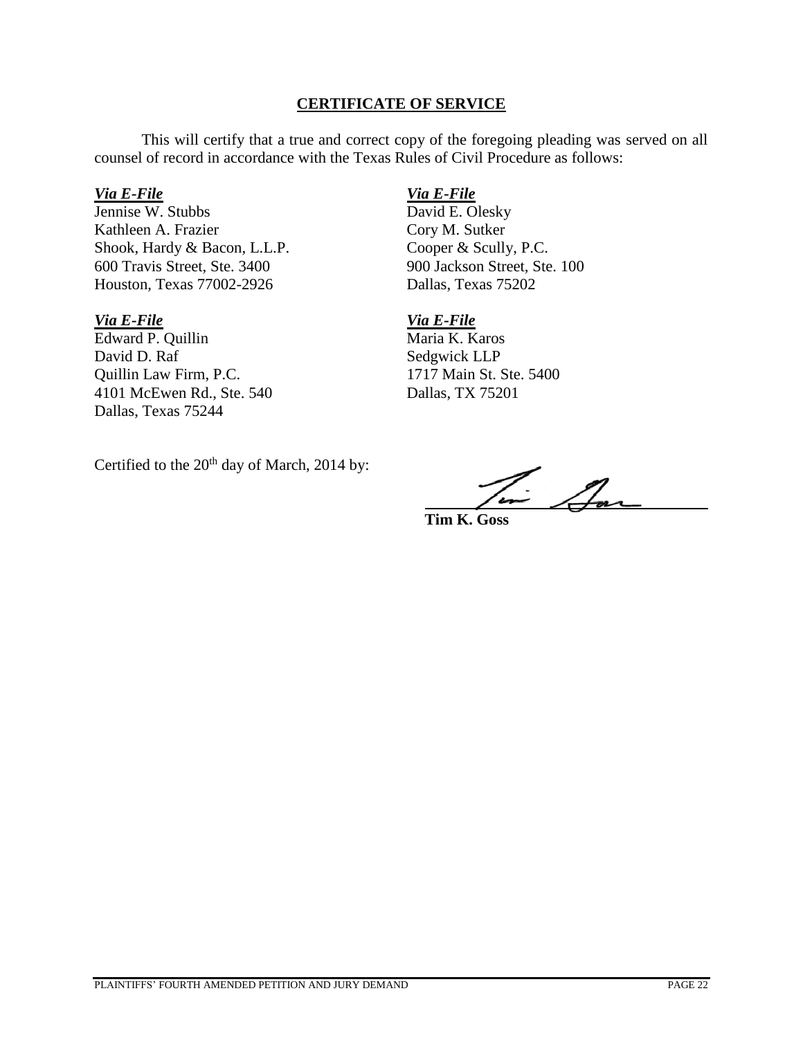## **CERTIFICATE OF SERVICE**

This will certify that a true and correct copy of the foregoing pleading was served on all counsel of record in accordance with the Texas Rules of Civil Procedure as follows:

***Via E-File***
Jennise W. Stubbs
Kathleen A. Frazier
Shook, Hardy & Bacon, L.L.P.
600 Travis Street, Ste. 3400
Houston, Texas 77002-2926

***Via E-File***
David E. Olesky
Cory M. Sutker
Cooper & Scully, P.C.
900 Jackson Street, Ste. 100
Dallas, Texas 75202

***Via E-File***
Edward P. Quillin
David D. Raf
Quillin Law Firm, P.C.
4101 McEwen Rd., Ste. 540
Dallas, Texas 75244

***Via E-File***
Maria K. Karos
Sedgwick LLP
1717 Main St. Ste. 5400
Dallas, TX 75201

Certified to the 20th day of March, 2014 by:

**Tim K. Goss**